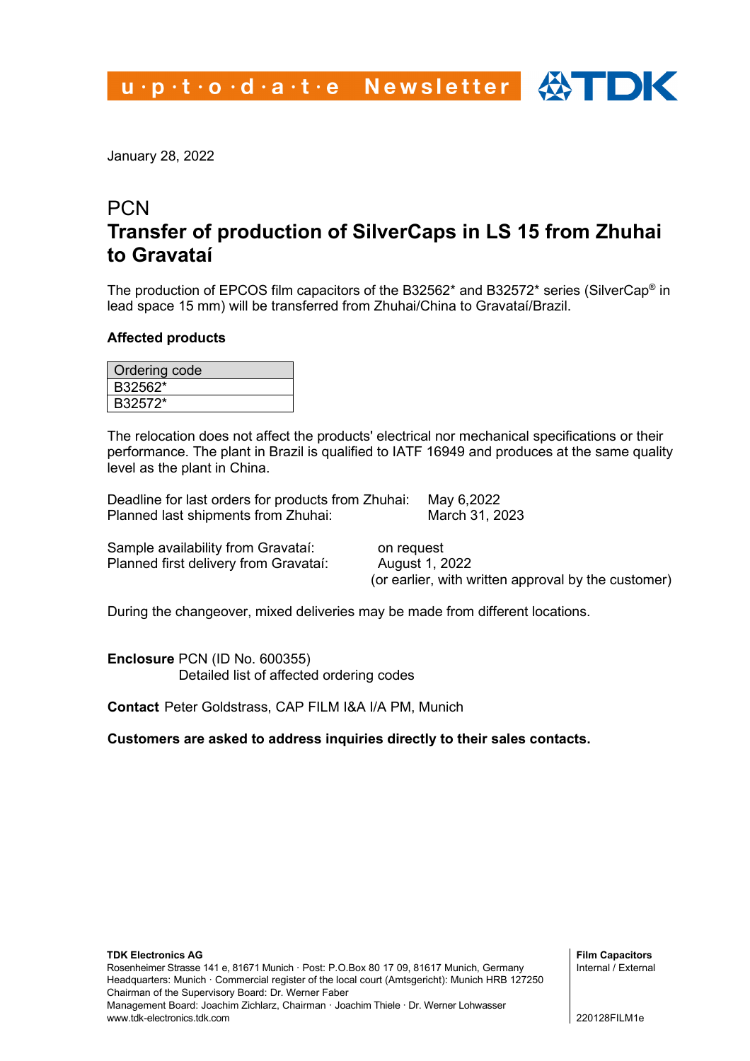u·p·t·o·d·a·t·e Newsletter

January 28, 2022

# PCN
# Transfer of production of SilverCaps in LS 15 from Zhuhai to Gravataí

The production of EPCOS film capacitors of the B32562* and B32572* series (SilverCap® in lead space 15 mm) will be transferred from Zhuhai/China to Gravataí/Brazil.

**Affected products**

| Ordering code |
|---|
| B32562* |
| B32572* |

The relocation does not affect the products' electrical nor mechanical specifications or their performance. The plant in Brazil is qualified to IATF 16949 and produces at the same quality level as the plant in China.

Deadline for last orders for products from Zhuhai: May 6,2022
Planned last shipments from Zhuhai: March 31, 2023

Sample availability from Gravataí: on request
Planned first delivery from Gravataí: August 1, 2022
(or earlier, with written approval by the customer)

During the changeover, mixed deliveries may be made from different locations.

**Enclosure** PCN (ID No. 600355)
Detailed list of affected ordering codes

**Contact** Peter Goldstrass, CAP FILM I&A I/A PM, Munich

**Customers are asked to address inquiries directly to their sales contacts.**

**TDK Electronics AG**
Rosenheimer Strasse 141 e, 81671 Munich · Post: P.O.Box 80 17 09, 81617 Munich, Germany
Headquarters: Munich · Commercial register of the local court (Amtsgericht): Munich HRB 127250
Chairman of the Supervisory Board: Dr. Werner Faber
Management Board: Joachim Zichlarz, Chairman · Joachim Thiele · Dr. Werner Lohwasser
www.tdk-electronics.tdk.com

**Film Capacitors**
Internal / External

220128FILM1e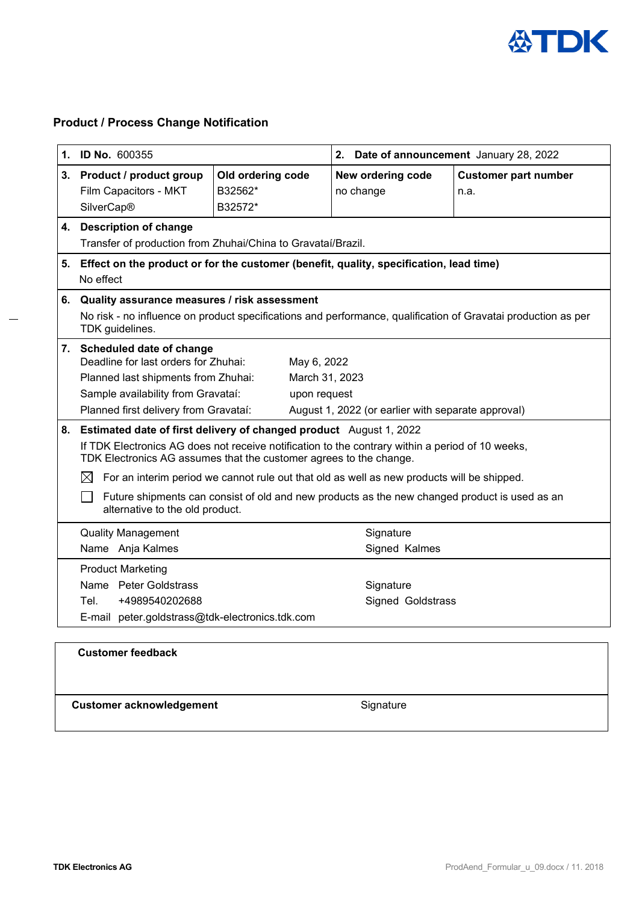## Product / Process Change Notification

| **1. ID No.** 600355 | | **2. Date of announcement** January 28, 2022 | |
|---|---|---|---|
| **3. Product / product group**<br>Film Capacitors - MKT SilverCap® | **Old ordering code**<br>B32562*<br>B32572* | **New ordering code**<br>no change | **Customer part number**<br>n.a. |

**4. Description of change**

Transfer of production from Zhuhai/China to Gravataí/Brazil.

**5. Effect on the product or for the customer (benefit, quality, specification, lead time)**

No effect

**6. Quality assurance measures / risk assessment**

No risk - no influence on product specifications and performance, qualification of Gravatai production as per TDK guidelines.

**7. Scheduled date of change**

| | |
|---|---|
| Deadline for last orders for Zhuhai: | May 6, 2022 |
| Planned last shipments from Zhuhai: | March 31, 2023 |
| Sample availability from Gravataí: | upon request |
| Planned first delivery from Gravataí: | August 1, 2022 (or earlier with separate approval) |

**8. Estimated date of first delivery of changed product** August 1, 2022

If TDK Electronics AG does not receive notification to the contrary within a period of 10 weeks, TDK Electronics AG assumes that the customer agrees to the change.

☒ For an interim period we cannot rule out that old as well as new products will be shipped.

☐ Future shipments can consist of old and new products as the new changed product is used as an alternative to the old product.

| | |
|---|---|
| Quality Management<br>Name Anja Kalmes | Signature<br>Signed Kalmes |
| Product Marketing<br>Name Peter Goldstrass<br>Tel. +4989540202688<br>E-mail peter.goldstrass@tdk-electronics.tdk.com | Signature<br>Signed Goldstrass |

| **Customer feedback** | |
|---|---|
| | |
| **Customer acknowledgement** | Signature |

**TDK Electronics AG**

ProdAend_Formular_u_09.docx / 11. 2018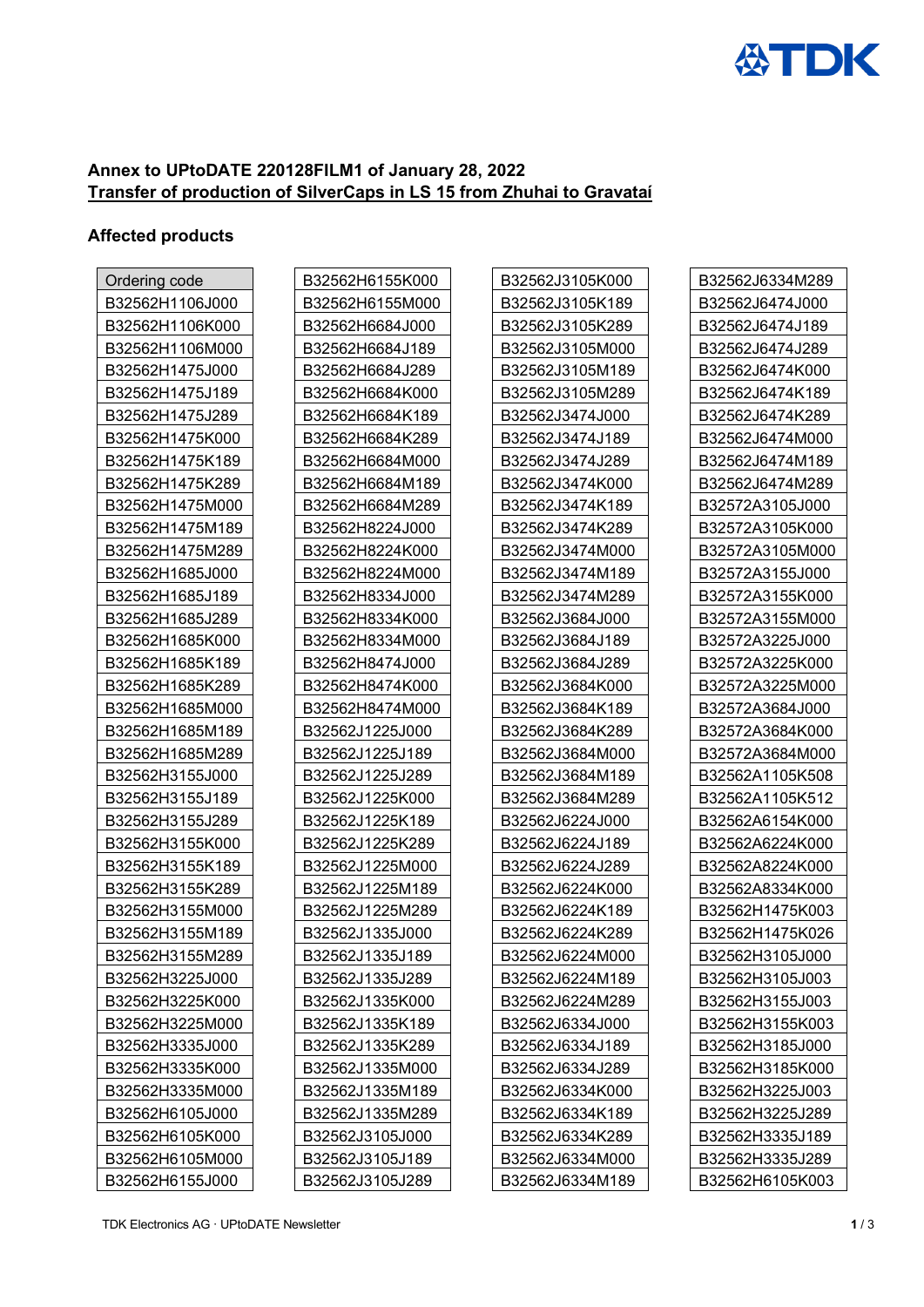**Annex to UPtoDATE 220128FILM1 of January 28, 2022**
**Transfer of production of SilverCaps in LS 15 from Zhuhai to Gravataí**

## Affected products

| Ordering code |
|---|
| B32562H1106J000 |
| B32562H1106K000 |
| B32562H1106M000 |
| B32562H1475J000 |
| B32562H1475J189 |
| B32562H1475J289 |
| B32562H1475K000 |
| B32562H1475K189 |
| B32562H1475K289 |
| B32562H1475M000 |
| B32562H1475M189 |
| B32562H1475M289 |
| B32562H1685J000 |
| B32562H1685J189 |
| B32562H1685J289 |
| B32562H1685K000 |
| B32562H1685K189 |
| B32562H1685K289 |
| B32562H1685M000 |
| B32562H1685M189 |
| B32562H1685M289 |
| B32562H3155J000 |
| B32562H3155J189 |
| B32562H3155J289 |
| B32562H3155K000 |
| B32562H3155K189 |
| B32562H3155K289 |
| B32562H3155M000 |
| B32562H3155M189 |
| B32562H3155M289 |
| B32562H3225J000 |
| B32562H3225K000 |
| B32562H3225M000 |
| B32562H3335J000 |
| B32562H3335K000 |
| B32562H3335M000 |
| B32562H6105J000 |
| B32562H6105K000 |
| B32562H6105M000 |
| B32562H6155J000 |
| B32562H6155K000 |
| B32562H6155M000 |
| B32562H6684J000 |
| B32562H6684J189 |
| B32562H6684J289 |
| B32562H6684K000 |
| B32562H6684K189 |
| B32562H6684K289 |
| B32562H6684M000 |
| B32562H6684M189 |
| B32562H6684M289 |
| B32562H8224J000 |
| B32562H8224K000 |
| B32562H8224M000 |
| B32562H8334J000 |
| B32562H8334K000 |
| B32562H8334M000 |
| B32562H8474J000 |
| B32562H8474K000 |
| B32562H8474M000 |
| B32562J1225J000 |
| B32562J1225J189 |
| B32562J1225J289 |
| B32562J1225K000 |
| B32562J1225K189 |
| B32562J1225K289 |
| B32562J1225M000 |
| B32562J1225M189 |
| B32562J1225M289 |
| B32562J1335J000 |
| B32562J1335J189 |
| B32562J1335J289 |
| B32562J1335K000 |
| B32562J1335K189 |
| B32562J1335K289 |
| B32562J1335M000 |
| B32562J1335M189 |
| B32562J1335M289 |
| B32562J3105J000 |
| B32562J3105J189 |
| B32562J3105J289 |
| B32562J3105K000 |
| B32562J3105K189 |
| B32562J3105K289 |
| B32562J3105M000 |
| B32562J3105M189 |
| B32562J3105M289 |
| B32562J3474J000 |
| B32562J3474J189 |
| B32562J3474J289 |
| B32562J3474K000 |
| B32562J3474K189 |
| B32562J3474K289 |
| B32562J3474M000 |
| B32562J3474M189 |
| B32562J3474M289 |
| B32562J3684J000 |
| B32562J3684J189 |
| B32562J3684J289 |
| B32562J3684K000 |
| B32562J3684K189 |
| B32562J3684K289 |
| B32562J3684M000 |
| B32562J3684M189 |
| B32562J3684M289 |
| B32562J6224J000 |
| B32562J6224J189 |
| B32562J6224J289 |
| B32562J6224K000 |
| B32562J6224K189 |
| B32562J6224K289 |
| B32562J6224M000 |
| B32562J6224M189 |
| B32562J6224M289 |
| B32562J6334J000 |
| B32562J6334J189 |
| B32562J6334J289 |
| B32562J6334K000 |
| B32562J6334K189 |
| B32562J6334K289 |
| B32562J6334M000 |
| B32562J6334M189 |
| B32562J6334M289 |
| B32562J6474J000 |
| B32562J6474J189 |
| B32562J6474J289 |
| B32562J6474K000 |
| B32562J6474K189 |
| B32562J6474K289 |
| B32562J6474M000 |
| B32562J6474M189 |
| B32562J6474M289 |
| B32572A3105J000 |
| B32572A3105K000 |
| B32572A3105M000 |
| B32572A3155J000 |
| B32572A3155K000 |
| B32572A3155M000 |
| B32572A3225J000 |
| B32572A3225K000 |
| B32572A3225M000 |
| B32572A3684J000 |
| B32572A3684K000 |
| B32572A3684M000 |
| B32562A1105K508 |
| B32562A1105K512 |
| B32562A6154K000 |
| B32562A6224K000 |
| B32562A8224K000 |
| B32562A8334K000 |
| B32562H1475K003 |
| B32562H1475K026 |
| B32562H3105J000 |
| B32562H3105J003 |
| B32562H3155J003 |
| B32562H3155K003 |
| B32562H3185J000 |
| B32562H3185K000 |
| B32562H3225J003 |
| B32562H3225J289 |
| B32562H3335J189 |
| B32562H3335J289 |
| B32562H6105K003 |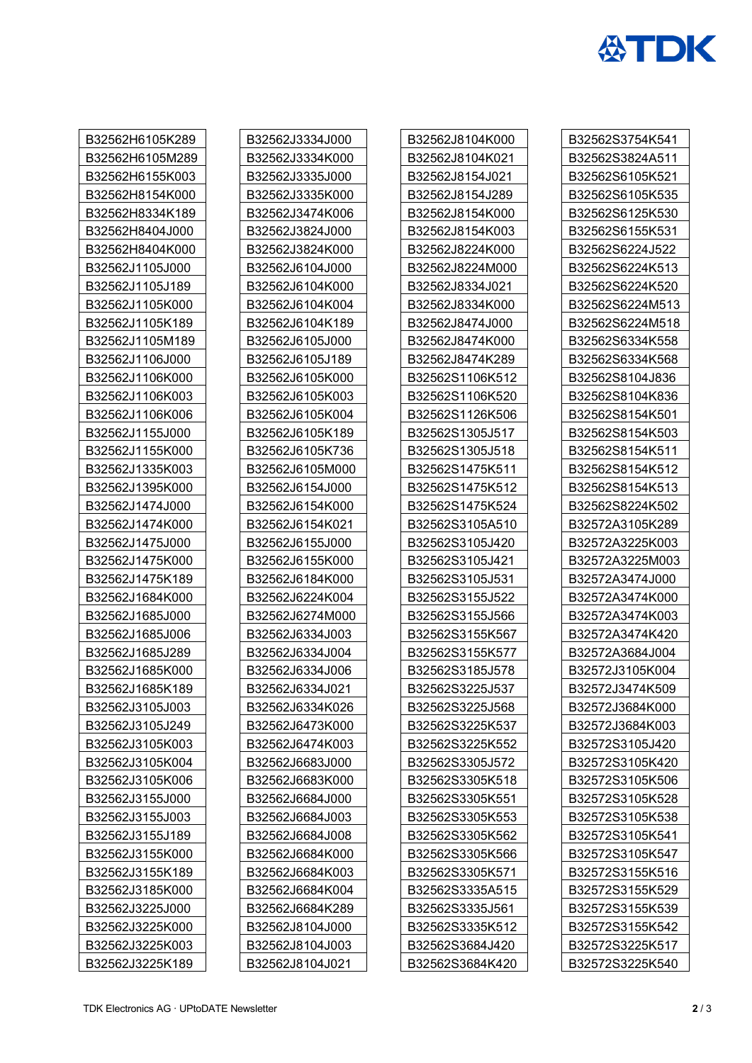| B32562H6105K289 | B32562J3334J000 | B32562J8104K000 | B32562S3754K541 |
|---|---|---|---|
| B32562H6105M289 | B32562J3334K000 | B32562J8104K021 | B32562S3824A511 |
| B32562H6155K003 | B32562J3335J000 | B32562J8154J021 | B32562S6105K521 |
| B32562H8154K000 | B32562J3335K000 | B32562J8154J289 | B32562S6105K535 |
| B32562H8334K189 | B32562J3474K006 | B32562J8154K000 | B32562S6125K530 |
| B32562H8404J000 | B32562J3824J000 | B32562J8154K003 | B32562S6155K531 |
| B32562H8404K000 | B32562J3824K000 | B32562J8224K000 | B32562S6224J522 |
| B32562J1105J000 | B32562J6104J000 | B32562J8224M000 | B32562S6224K513 |
| B32562J1105J189 | B32562J6104K000 | B32562J8334J021 | B32562S6224K520 |
| B32562J1105K000 | B32562J6104K004 | B32562J8334K000 | B32562S6224M513 |
| B32562J1105K189 | B32562J6104K189 | B32562J8474J000 | B32562S6224M518 |
| B32562J1105M189 | B32562J6105J000 | B32562J8474K000 | B32562S6334K558 |
| B32562J1106J000 | B32562J6105J189 | B32562J8474K289 | B32562S6334K568 |
| B32562J1106K000 | B32562J6105K000 | B32562S1106K512 | B32562S8104J836 |
| B32562J1106K003 | B32562J6105K003 | B32562S1106K520 | B32562S8104K836 |
| B32562J1106K006 | B32562J6105K004 | B32562S1126K506 | B32562S8154K501 |
| B32562J1155J000 | B32562J6105K189 | B32562S1305J517 | B32562S8154K503 |
| B32562J1155K000 | B32562J6105K736 | B32562S1305J518 | B32562S8154K511 |
| B32562J1335K003 | B32562J6105M000 | B32562S1475K511 | B32562S8154K512 |
| B32562J1395K000 | B32562J6154J000 | B32562S1475K512 | B32562S8154K513 |
| B32562J1474J000 | B32562J6154K000 | B32562S1475K524 | B32562S8224K502 |
| B32562J1474K000 | B32562J6154K021 | B32562S3105A510 | B32572A3105K289 |
| B32562J1475J000 | B32562J6155J000 | B32562S3105J420 | B32572A3225K003 |
| B32562J1475K000 | B32562J6155K000 | B32562S3105J421 | B32572A3225M003 |
| B32562J1475K189 | B32562J6184K000 | B32562S3105J531 | B32572A3474J000 |
| B32562J1684K000 | B32562J6224K004 | B32562S3155J522 | B32572A3474K000 |
| B32562J1685J000 | B32562J6274M000 | B32562S3155J566 | B32572A3474K003 |
| B32562J1685J006 | B32562J6334J003 | B32562S3155K567 | B32572A3474K420 |
| B32562J1685J289 | B32562J6334J004 | B32562S3155K577 | B32572A3684J004 |
| B32562J1685K000 | B32562J6334J006 | B32562S3185J578 | B32572J3105K004 |
| B32562J1685K189 | B32562J6334J021 | B32562S3225J537 | B32572J3474K509 |
| B32562J3105J003 | B32562J6334K026 | B32562S3225J568 | B32572J3684K000 |
| B32562J3105J249 | B32562J6473K000 | B32562S3225K537 | B32572J3684K003 |
| B32562J3105K003 | B32562J6474K003 | B32562S3225K552 | B32572S3105J420 |
| B32562J3105K004 | B32562J6683J000 | B32562S3305J572 | B32572S3105K420 |
| B32562J3105K006 | B32562J6683K000 | B32562S3305K518 | B32572S3105K506 |
| B32562J3155J000 | B32562J6684J000 | B32562S3305K551 | B32572S3105K528 |
| B32562J3155J003 | B32562J6684J003 | B32562S3305K553 | B32572S3105K538 |
| B32562J3155J189 | B32562J6684J008 | B32562S3305K562 | B32572S3105K541 |
| B32562J3155K000 | B32562J6684K000 | B32562S3305K566 | B32572S3105K547 |
| B32562J3155K189 | B32562J6684K003 | B32562S3305K571 | B32572S3155K516 |
| B32562J3185K000 | B32562J6684K004 | B32562S3335A515 | B32572S3155K529 |
| B32562J3225J000 | B32562J6684K289 | B32562S3335J561 | B32572S3155K539 |
| B32562J3225K000 | B32562J8104J000 | B32562S3335K512 | B32572S3155K542 |
| B32562J3225K003 | B32562J8104J003 | B32562S3684J420 | B32572S3225K517 |
| B32562J3225K189 | B32562J8104J021 | B32562S3684K420 | B32572S3225K540 |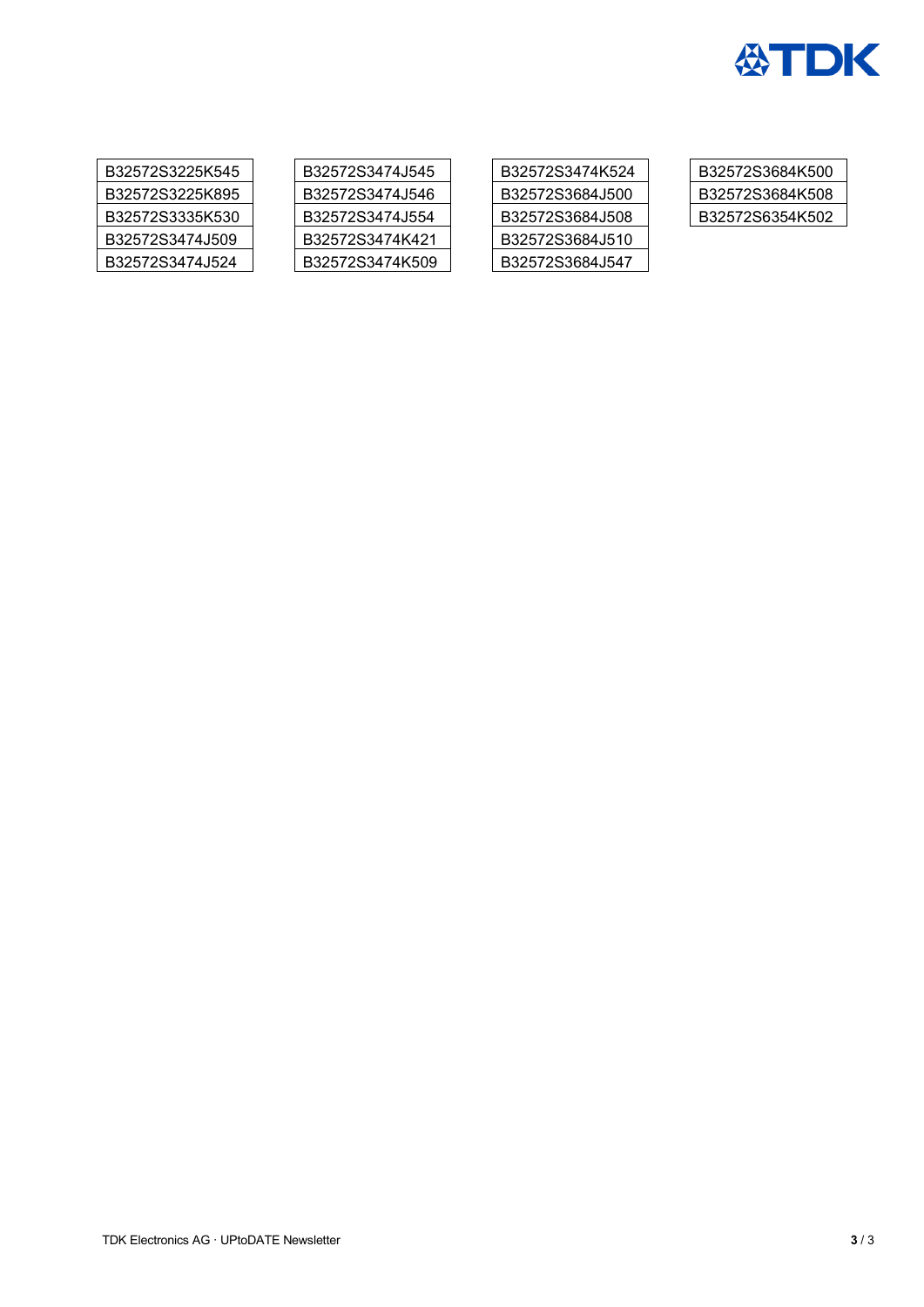| | | | |
|---|---|---|---|
| B32572S3225K545 | B32572S3474J545 | B32572S3474K524 | B32572S3684K500 |
| B32572S3225K895 | B32572S3474J546 | B32572S3684J500 | B32572S3684K508 |
| B32572S3335K530 | B32572S3474J554 | B32572S3684J508 | B32572S6354K502 |
| B32572S3474J509 | B32572S3474K421 | B32572S3684J510 | |
| B32572S3474J524 | B32572S3474K509 | B32572S3684J547 | |